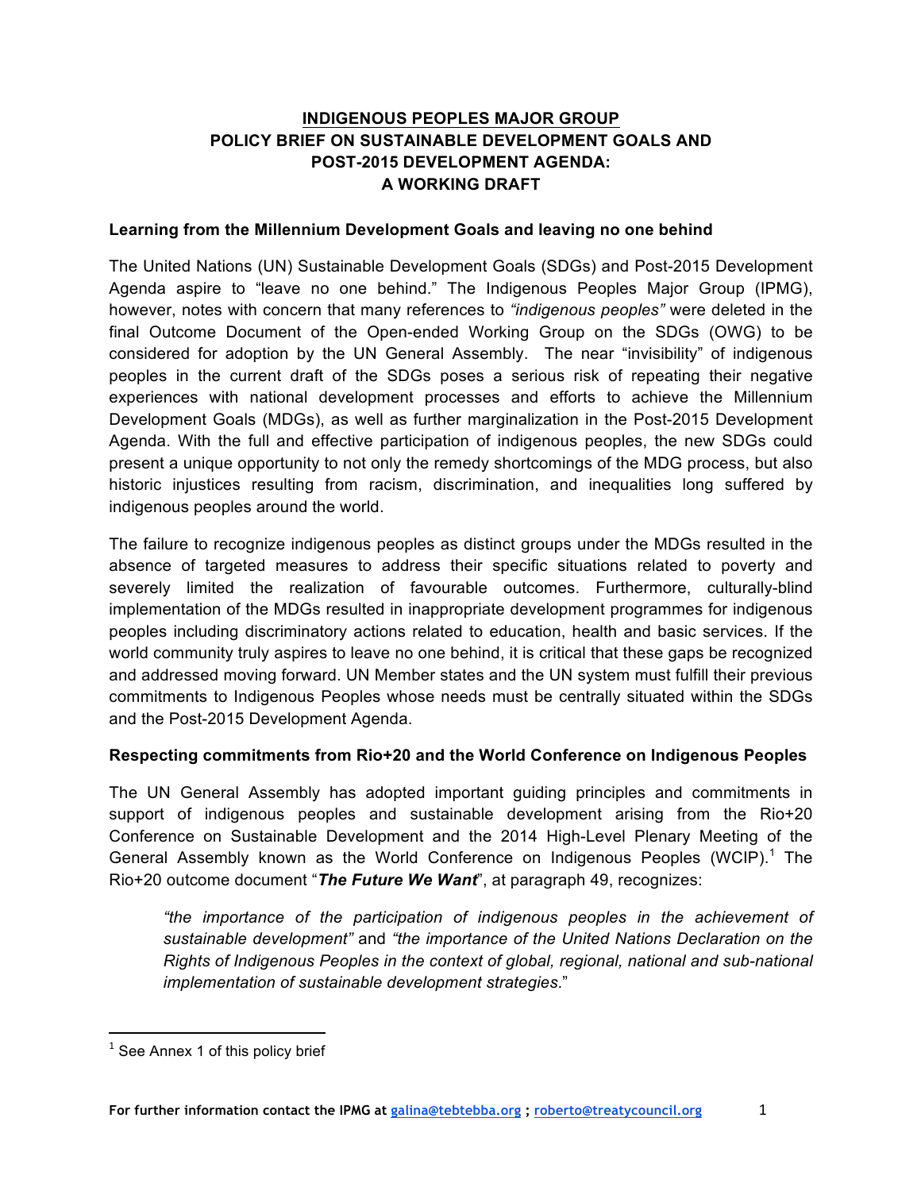# INDIGENOUS PEOPLES MAJOR GROUP
# POLICY BRIEF ON SUSTAINABLE DEVELOPMENT GOALS AND POST-2015 DEVELOPMENT AGENDA: A WORKING DRAFT

## Learning from the Millennium Development Goals and leaving no one behind

The United Nations (UN) Sustainable Development Goals (SDGs) and Post-2015 Development Agenda aspire to "leave no one behind." The Indigenous Peoples Major Group (IPMG), however, notes with concern that many references to *"indigenous peoples"* were deleted in the final Outcome Document of the Open-ended Working Group on the SDGs (OWG) to be considered for adoption by the UN General Assembly. The near "invisibility" of indigenous peoples in the current draft of the SDGs poses a serious risk of repeating their negative experiences with national development processes and efforts to achieve the Millennium Development Goals (MDGs), as well as further marginalization in the Post-2015 Development Agenda. With the full and effective participation of indigenous peoples, the new SDGs could present a unique opportunity to not only the remedy shortcomings of the MDG process, but also historic injustices resulting from racism, discrimination, and inequalities long suffered by indigenous peoples around the world.

The failure to recognize indigenous peoples as distinct groups under the MDGs resulted in the absence of targeted measures to address their specific situations related to poverty and severely limited the realization of favourable outcomes. Furthermore, culturally-blind implementation of the MDGs resulted in inappropriate development programmes for indigenous peoples including discriminatory actions related to education, health and basic services. If the world community truly aspires to leave no one behind, it is critical that these gaps be recognized and addressed moving forward. UN Member states and the UN system must fulfill their previous commitments to Indigenous Peoples whose needs must be centrally situated within the SDGs and the Post-2015 Development Agenda.

## Respecting commitments from Rio+20 and the World Conference on Indigenous Peoples

The UN General Assembly has adopted important guiding principles and commitments in support of indigenous peoples and sustainable development arising from the Rio+20 Conference on Sustainable Development and the 2014 High-Level Plenary Meeting of the General Assembly known as the World Conference on Indigenous Peoples (WCIP).[1] The Rio+20 outcome document "***The Future We Want***", at paragraph 49, recognizes:

> *"the importance of the participation of indigenous peoples in the achievement of sustainable development"* and *"the importance of the United Nations Declaration on the Rights of Indigenous Peoples in the context of global, regional, national and sub-national implementation of sustainable development strategies*."

[1] See Annex 1 of this policy brief

**For further information contact the IPMG at galina@tebtebba.org ; roberto@treatycouncil.org**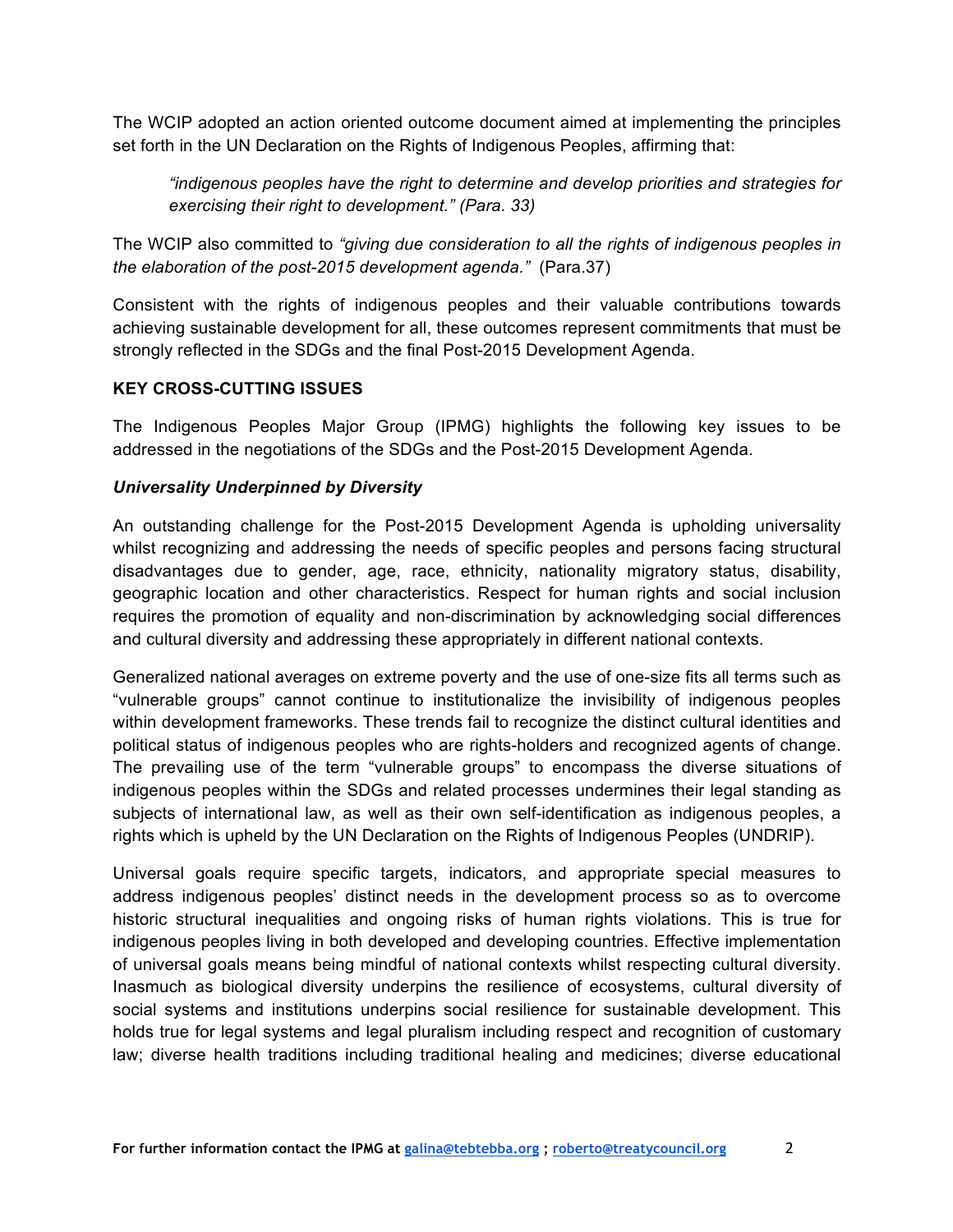The WCIP adopted an action oriented outcome document aimed at implementing the principles set forth in the UN Declaration on the Rights of Indigenous Peoples, affirming that:

> *"indigenous peoples have the right to determine and develop priorities and strategies for exercising their right to development." (Para. 33)*

The WCIP also committed to *"giving due consideration to all the rights of indigenous peoples in the elaboration of the post-2015 development agenda."* (Para.37)

Consistent with the rights of indigenous peoples and their valuable contributions towards achieving sustainable development for all, these outcomes represent commitments that must be strongly reflected in the SDGs and the final Post-2015 Development Agenda.

## KEY CROSS-CUTTING ISSUES

The Indigenous Peoples Major Group (IPMG) highlights the following key issues to be addressed in the negotiations of the SDGs and the Post-2015 Development Agenda.

### *Universality Underpinned by Diversity*

An outstanding challenge for the Post-2015 Development Agenda is upholding universality whilst recognizing and addressing the needs of specific peoples and persons facing structural disadvantages due to gender, age, race, ethnicity, nationality migratory status, disability, geographic location and other characteristics. Respect for human rights and social inclusion requires the promotion of equality and non-discrimination by acknowledging social differences and cultural diversity and addressing these appropriately in different national contexts.

Generalized national averages on extreme poverty and the use of one-size fits all terms such as "vulnerable groups" cannot continue to institutionalize the invisibility of indigenous peoples within development frameworks. These trends fail to recognize the distinct cultural identities and political status of indigenous peoples who are rights-holders and recognized agents of change. The prevailing use of the term "vulnerable groups" to encompass the diverse situations of indigenous peoples within the SDGs and related processes undermines their legal standing as subjects of international law, as well as their own self-identification as indigenous peoples, a rights which is upheld by the UN Declaration on the Rights of Indigenous Peoples (UNDRIP).

Universal goals require specific targets, indicators, and appropriate special measures to address indigenous peoples' distinct needs in the development process so as to overcome historic structural inequalities and ongoing risks of human rights violations. This is true for indigenous peoples living in both developed and developing countries. Effective implementation of universal goals means being mindful of national contexts whilst respecting cultural diversity. Inasmuch as biological diversity underpins the resilience of ecosystems, cultural diversity of social systems and institutions underpins social resilience for sustainable development. This holds true for legal systems and legal pluralism including respect and recognition of customary law; diverse health traditions including traditional healing and medicines; diverse educational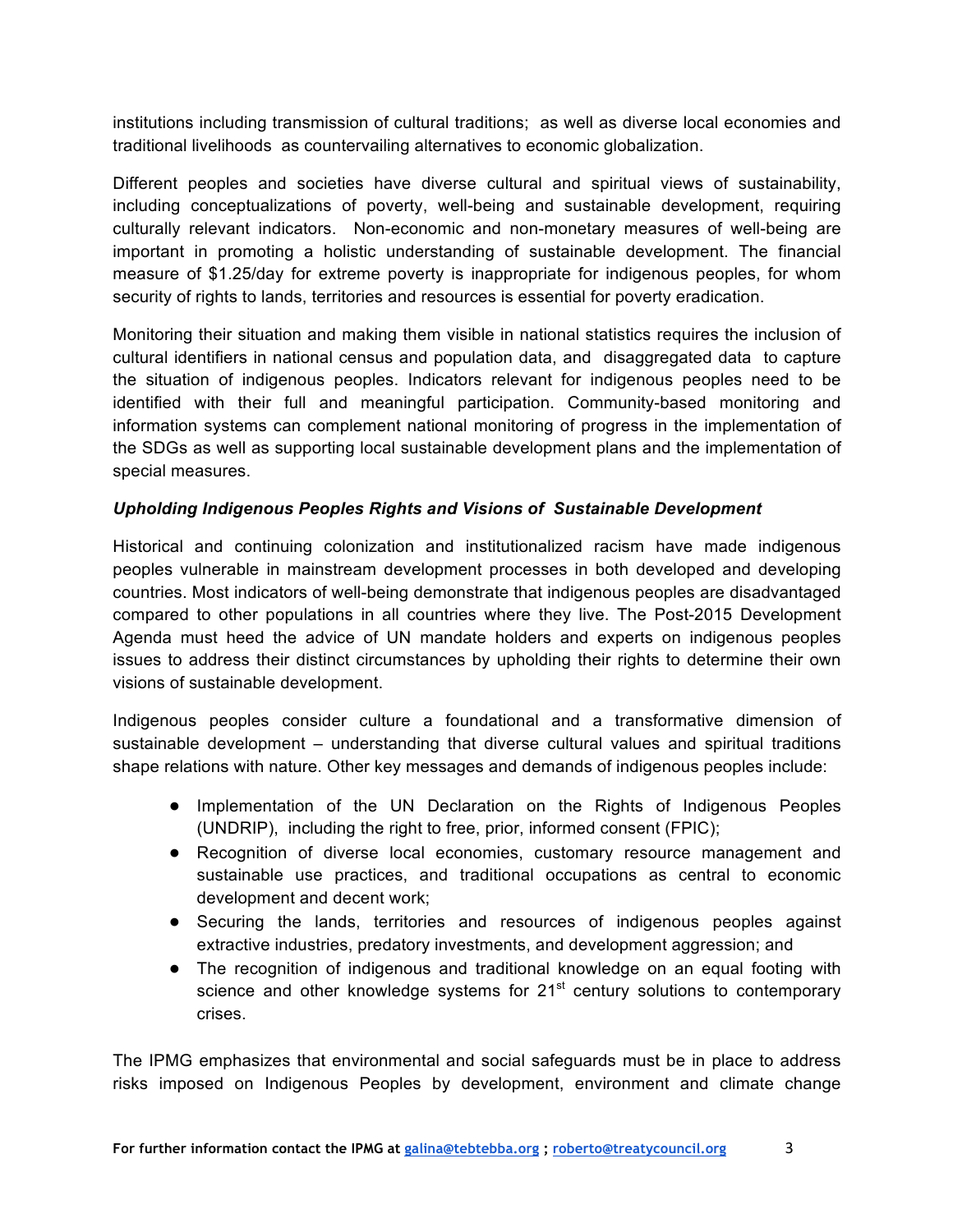institutions including transmission of cultural traditions; as well as diverse local economies and traditional livelihoods as countervailing alternatives to economic globalization.

Different peoples and societies have diverse cultural and spiritual views of sustainability, including conceptualizations of poverty, well-being and sustainable development, requiring culturally relevant indicators. Non-economic and non-monetary measures of well-being are important in promoting a holistic understanding of sustainable development. The financial measure of $1.25/day for extreme poverty is inappropriate for indigenous peoples, for whom security of rights to lands, territories and resources is essential for poverty eradication.

Monitoring their situation and making them visible in national statistics requires the inclusion of cultural identifiers in national census and population data, and disaggregated data to capture the situation of indigenous peoples. Indicators relevant for indigenous peoples need to be identified with their full and meaningful participation. Community-based monitoring and information systems can complement national monitoring of progress in the implementation of the SDGs as well as supporting local sustainable development plans and the implementation of special measures.

***Upholding Indigenous Peoples Rights and Visions of Sustainable Development***

Historical and continuing colonization and institutionalized racism have made indigenous peoples vulnerable in mainstream development processes in both developed and developing countries. Most indicators of well-being demonstrate that indigenous peoples are disadvantaged compared to other populations in all countries where they live. The Post-2015 Development Agenda must heed the advice of UN mandate holders and experts on indigenous peoples issues to address their distinct circumstances by upholding their rights to determine their own visions of sustainable development.

Indigenous peoples consider culture a foundational and a transformative dimension of sustainable development – understanding that diverse cultural values and spiritual traditions shape relations with nature. Other key messages and demands of indigenous peoples include:

- Implementation of the UN Declaration on the Rights of Indigenous Peoples (UNDRIP), including the right to free, prior, informed consent (FPIC);
- Recognition of diverse local economies, customary resource management and sustainable use practices, and traditional occupations as central to economic development and decent work;
- Securing the lands, territories and resources of indigenous peoples against extractive industries, predatory investments, and development aggression; and
- The recognition of indigenous and traditional knowledge on an equal footing with science and other knowledge systems for 21st century solutions to contemporary crises.

The IPMG emphasizes that environmental and social safeguards must be in place to address risks imposed on Indigenous Peoples by development, environment and climate change

**For further information contact the IPMG at galina@tebtebba.org ; roberto@treatycouncil.org**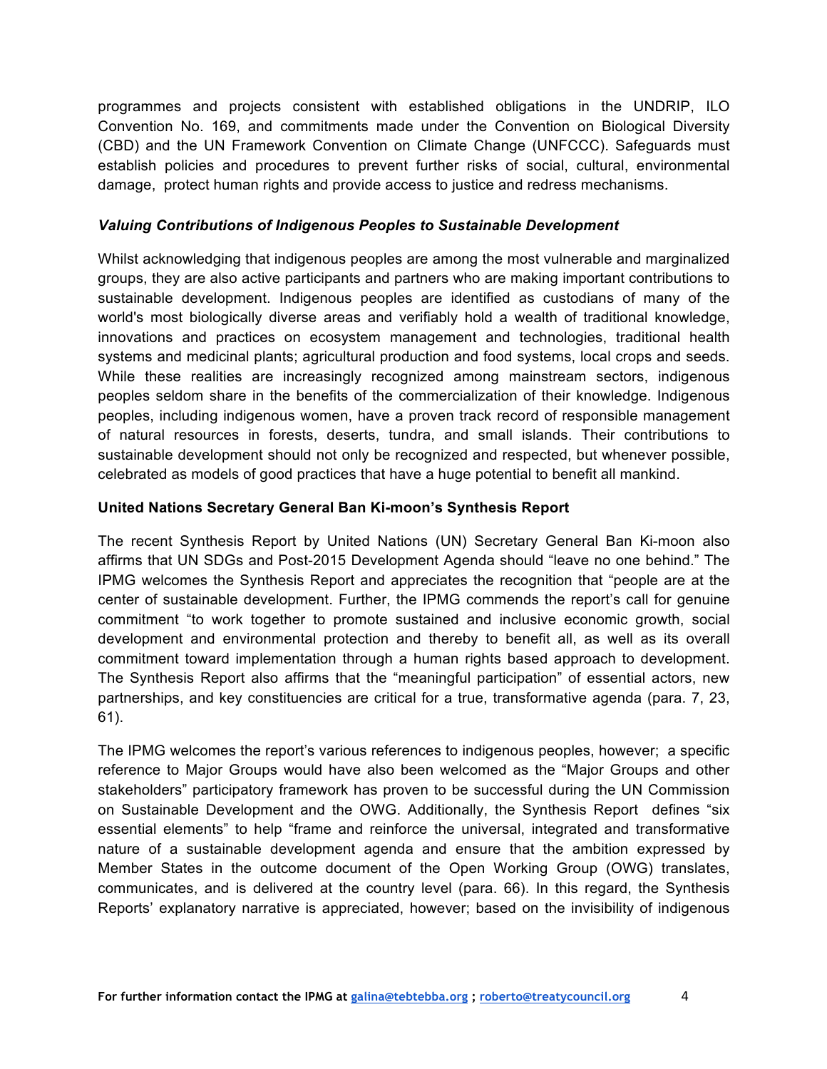programmes and projects consistent with established obligations in the UNDRIP, ILO Convention No. 169, and commitments made under the Convention on Biological Diversity (CBD) and the UN Framework Convention on Climate Change (UNFCCC). Safeguards must establish policies and procedures to prevent further risks of social, cultural, environmental damage, protect human rights and provide access to justice and redress mechanisms.

***Valuing Contributions of Indigenous Peoples to Sustainable Development***

Whilst acknowledging that indigenous peoples are among the most vulnerable and marginalized groups, they are also active participants and partners who are making important contributions to sustainable development. Indigenous peoples are identified as custodians of many of the world's most biologically diverse areas and verifiably hold a wealth of traditional knowledge, innovations and practices on ecosystem management and technologies, traditional health systems and medicinal plants; agricultural production and food systems, local crops and seeds. While these realities are increasingly recognized among mainstream sectors, indigenous peoples seldom share in the benefits of the commercialization of their knowledge. Indigenous peoples, including indigenous women, have a proven track record of responsible management of natural resources in forests, deserts, tundra, and small islands. Their contributions to sustainable development should not only be recognized and respected, but whenever possible, celebrated as models of good practices that have a huge potential to benefit all mankind.

**United Nations Secretary General Ban Ki-moon's Synthesis Report**

The recent Synthesis Report by United Nations (UN) Secretary General Ban Ki-moon also affirms that UN SDGs and Post-2015 Development Agenda should "leave no one behind." The IPMG welcomes the Synthesis Report and appreciates the recognition that "people are at the center of sustainable development. Further, the IPMG commends the report's call for genuine commitment "to work together to promote sustained and inclusive economic growth, social development and environmental protection and thereby to benefit all, as well as its overall commitment toward implementation through a human rights based approach to development. The Synthesis Report also affirms that the "meaningful participation" of essential actors, new partnerships, and key constituencies are critical for a true, transformative agenda (para. 7, 23, 61).

The IPMG welcomes the report's various references to indigenous peoples, however; a specific reference to Major Groups would have also been welcomed as the "Major Groups and other stakeholders" participatory framework has proven to be successful during the UN Commission on Sustainable Development and the OWG. Additionally, the Synthesis Report defines "six essential elements" to help "frame and reinforce the universal, integrated and transformative nature of a sustainable development agenda and ensure that the ambition expressed by Member States in the outcome document of the Open Working Group (OWG) translates, communicates, and is delivered at the country level (para. 66). In this regard, the Synthesis Reports' explanatory narrative is appreciated, however; based on the invisibility of indigenous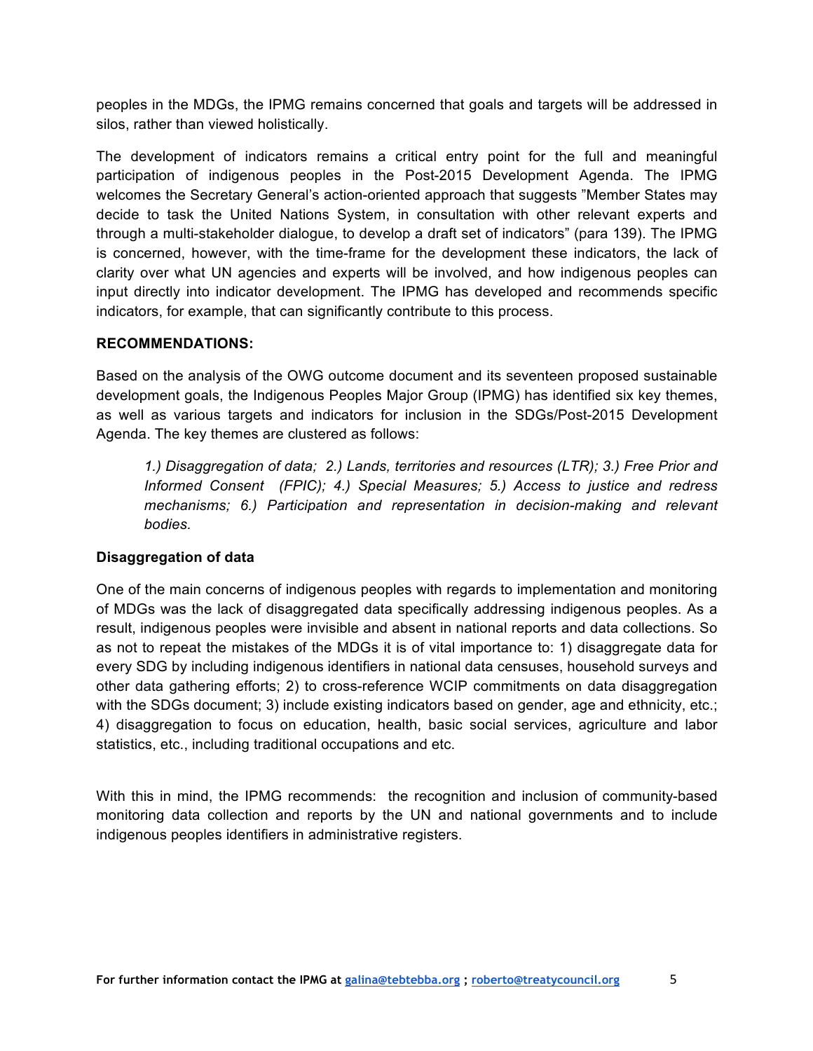peoples in the MDGs, the IPMG remains concerned that goals and targets will be addressed in silos, rather than viewed holistically.

The development of indicators remains a critical entry point for the full and meaningful participation of indigenous peoples in the Post-2015 Development Agenda. The IPMG welcomes the Secretary General's action-oriented approach that suggests "Member States may decide to task the United Nations System, in consultation with other relevant experts and through a multi-stakeholder dialogue, to develop a draft set of indicators" (para 139). The IPMG is concerned, however, with the time-frame for the development these indicators, the lack of clarity over what UN agencies and experts will be involved, and how indigenous peoples can input directly into indicator development. The IPMG has developed and recommends specific indicators, for example, that can significantly contribute to this process.

**RECOMMENDATIONS:**

Based on the analysis of the OWG outcome document and its seventeen proposed sustainable development goals, the Indigenous Peoples Major Group (IPMG) has identified six key themes, as well as various targets and indicators for inclusion in the SDGs/Post-2015 Development Agenda. The key themes are clustered as follows:

> *1.) Disaggregation of data; 2.) Lands, territories and resources (LTR); 3.) Free Prior and Informed Consent (FPIC); 4.) Special Measures; 5.) Access to justice and redress mechanisms; 6.) Participation and representation in decision-making and relevant bodies.*

**Disaggregation of data**

One of the main concerns of indigenous peoples with regards to implementation and monitoring of MDGs was the lack of disaggregated data specifically addressing indigenous peoples. As a result, indigenous peoples were invisible and absent in national reports and data collections. So as not to repeat the mistakes of the MDGs it is of vital importance to: 1) disaggregate data for every SDG by including indigenous identifiers in national data censuses, household surveys and other data gathering efforts; 2) to cross-reference WCIP commitments on data disaggregation with the SDGs document; 3) include existing indicators based on gender, age and ethnicity, etc.; 4) disaggregation to focus on education, health, basic social services, agriculture and labor statistics, etc., including traditional occupations and etc.

With this in mind, the IPMG recommends: the recognition and inclusion of community-based monitoring data collection and reports by the UN and national governments and to include indigenous peoples identifiers in administrative registers.

**For further information contact the IPMG at galina@tebtebba.org ; roberto@treatycouncil.org**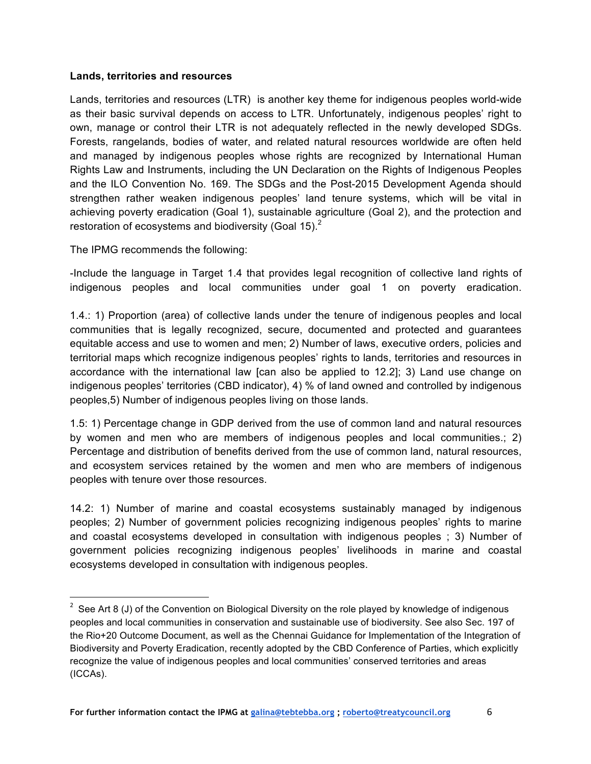**Lands, territories and resources**

Lands, territories and resources (LTR) is another key theme for indigenous peoples world-wide as their basic survival depends on access to LTR. Unfortunately, indigenous peoples' right to own, manage or control their LTR is not adequately reflected in the newly developed SDGs. Forests, rangelands, bodies of water, and related natural resources worldwide are often held and managed by indigenous peoples whose rights are recognized by International Human Rights Law and Instruments, including the UN Declaration on the Rights of Indigenous Peoples and the ILO Convention No. 169. The SDGs and the Post-2015 Development Agenda should strengthen rather weaken indigenous peoples' land tenure systems, which will be vital in achieving poverty eradication (Goal 1), sustainable agriculture (Goal 2), and the protection and restoration of ecosystems and biodiversity (Goal 15).[2]

The IPMG recommends the following:

-Include the language in Target 1.4 that provides legal recognition of collective land rights of indigenous peoples and local communities under goal 1 on poverty eradication.

1.4.: 1) Proportion (area) of collective lands under the tenure of indigenous peoples and local communities that is legally recognized, secure, documented and protected and guarantees equitable access and use to women and men; 2) Number of laws, executive orders, policies and territorial maps which recognize indigenous peoples' rights to lands, territories and resources in accordance with the international law [can also be applied to 12.2]; 3) Land use change on indigenous peoples' territories (CBD indicator), 4) % of land owned and controlled by indigenous peoples,5) Number of indigenous peoples living on those lands.

1.5: 1) Percentage change in GDP derived from the use of common land and natural resources by women and men who are members of indigenous peoples and local communities.; 2) Percentage and distribution of benefits derived from the use of common land, natural resources, and ecosystem services retained by the women and men who are members of indigenous peoples with tenure over those resources.

14.2: 1) Number of marine and coastal ecosystems sustainably managed by indigenous peoples; 2) Number of government policies recognizing indigenous peoples' rights to marine and coastal ecosystems developed in consultation with indigenous peoples ; 3) Number of government policies recognizing indigenous peoples' livelihoods in marine and coastal ecosystems developed in consultation with indigenous peoples.

---

[2] See Art 8 (J) of the Convention on Biological Diversity on the role played by knowledge of indigenous peoples and local communities in conservation and sustainable use of biodiversity. See also Sec. 197 of the Rio+20 Outcome Document, as well as the Chennai Guidance for Implementation of the Integration of Biodiversity and Poverty Eradication, recently adopted by the CBD Conference of Parties, which explicitly recognize the value of indigenous peoples and local communities' conserved territories and areas (ICCAs).

**For further information contact the IPMG at galina@tebtebba.org ; roberto@treatycouncil.org**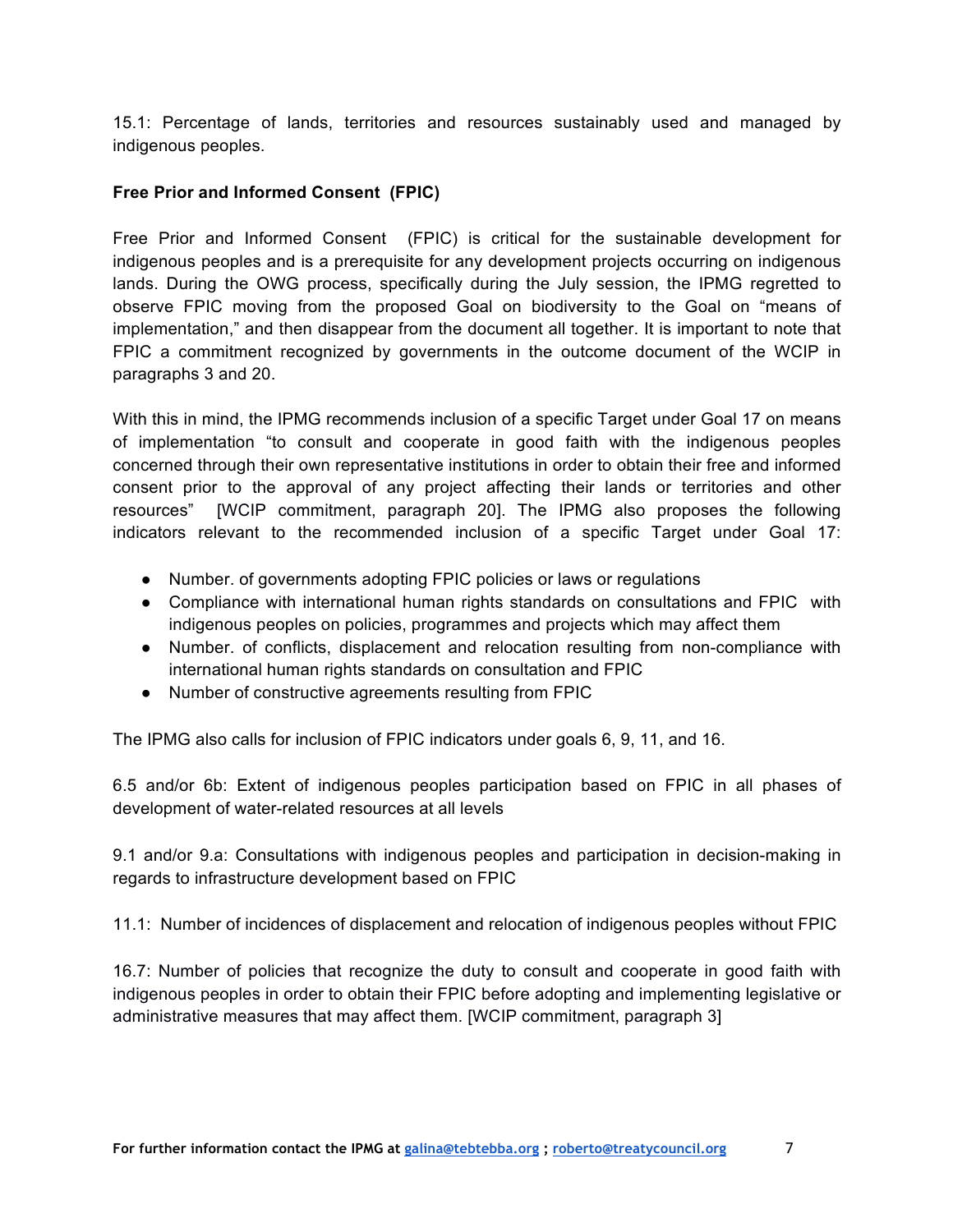15.1: Percentage of lands, territories and resources sustainably used and managed by indigenous peoples.

**Free Prior and Informed Consent (FPIC)**

Free Prior and Informed Consent (FPIC) is critical for the sustainable development for indigenous peoples and is a prerequisite for any development projects occurring on indigenous lands. During the OWG process, specifically during the July session, the IPMG regretted to observe FPIC moving from the proposed Goal on biodiversity to the Goal on "means of implementation," and then disappear from the document all together. It is important to note that FPIC a commitment recognized by governments in the outcome document of the WCIP in paragraphs 3 and 20.

With this in mind, the IPMG recommends inclusion of a specific Target under Goal 17 on means of implementation "to consult and cooperate in good faith with the indigenous peoples concerned through their own representative institutions in order to obtain their free and informed consent prior to the approval of any project affecting their lands or territories and other resources" [WCIP commitment, paragraph 20]. The IPMG also proposes the following indicators relevant to the recommended inclusion of a specific Target under Goal 17:

- Number. of governments adopting FPIC policies or laws or regulations
- Compliance with international human rights standards on consultations and FPIC with indigenous peoples on policies, programmes and projects which may affect them
- Number. of conflicts, displacement and relocation resulting from non-compliance with international human rights standards on consultation and FPIC
- Number of constructive agreements resulting from FPIC

The IPMG also calls for inclusion of FPIC indicators under goals 6, 9, 11, and 16.

6.5 and/or 6b: Extent of indigenous peoples participation based on FPIC in all phases of development of water-related resources at all levels

9.1 and/or 9.a: Consultations with indigenous peoples and participation in decision-making in regards to infrastructure development based on FPIC

11.1: Number of incidences of displacement and relocation of indigenous peoples without FPIC

16.7: Number of policies that recognize the duty to consult and cooperate in good faith with indigenous peoples in order to obtain their FPIC before adopting and implementing legislative or administrative measures that may affect them. [WCIP commitment, paragraph 3]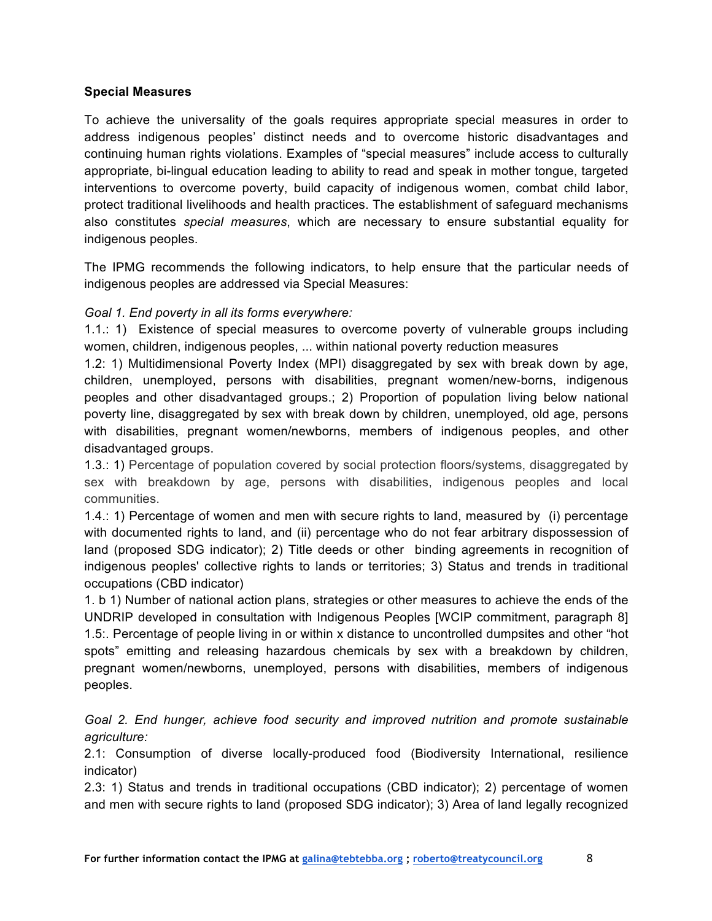**Special Measures**

To achieve the universality of the goals requires appropriate special measures in order to address indigenous peoples' distinct needs and to overcome historic disadvantages and continuing human rights violations. Examples of "special measures" include access to culturally appropriate, bi-lingual education leading to ability to read and speak in mother tongue, targeted interventions to overcome poverty, build capacity of indigenous women, combat child labor, protect traditional livelihoods and health practices. The establishment of safeguard mechanisms also constitutes *special measures*, which are necessary to ensure substantial equality for indigenous peoples.

The IPMG recommends the following indicators, to help ensure that the particular needs of indigenous peoples are addressed via Special Measures:

*Goal 1. End poverty in all its forms everywhere:*

1.1.: 1) Existence of special measures to overcome poverty of vulnerable groups including women, children, indigenous peoples, ... within national poverty reduction measures

1.2: 1) Multidimensional Poverty Index (MPI) disaggregated by sex with break down by age, children, unemployed, persons with disabilities, pregnant women/new-borns, indigenous peoples and other disadvantaged groups.; 2) Proportion of population living below national poverty line, disaggregated by sex with break down by children, unemployed, old age, persons with disabilities, pregnant women/newborns, members of indigenous peoples, and other disadvantaged groups.

1.3.: 1) Percentage of population covered by social protection floors/systems, disaggregated by sex with breakdown by age, persons with disabilities, indigenous peoples and local communities.

1.4.: 1) Percentage of women and men with secure rights to land, measured by (i) percentage with documented rights to land, and (ii) percentage who do not fear arbitrary dispossession of land (proposed SDG indicator); 2) Title deeds or other binding agreements in recognition of indigenous peoples' collective rights to lands or territories; 3) Status and trends in traditional occupations (CBD indicator)

1. b 1) Number of national action plans, strategies or other measures to achieve the ends of the UNDRIP developed in consultation with Indigenous Peoples [WCIP commitment, paragraph 8]

1.5:. Percentage of people living in or within x distance to uncontrolled dumpsites and other "hot spots" emitting and releasing hazardous chemicals by sex with a breakdown by children, pregnant women/newborns, unemployed, persons with disabilities, members of indigenous peoples.

*Goal 2. End hunger, achieve food security and improved nutrition and promote sustainable agriculture:*

2.1: Consumption of diverse locally-produced food (Biodiversity International, resilience indicator)

2.3: 1) Status and trends in traditional occupations (CBD indicator); 2) percentage of women and men with secure rights to land (proposed SDG indicator); 3) Area of land legally recognized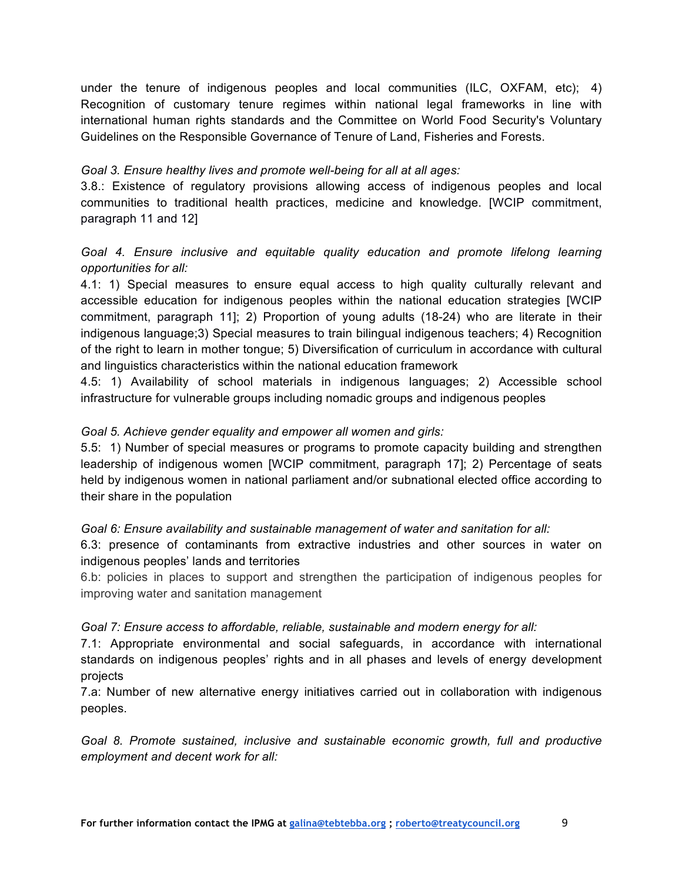under the tenure of indigenous peoples and local communities (ILC, OXFAM, etc); 4) Recognition of customary tenure regimes within national legal frameworks in line with international human rights standards and the Committee on World Food Security's Voluntary Guidelines on the Responsible Governance of Tenure of Land, Fisheries and Forests.

*Goal 3. Ensure healthy lives and promote well-being for all at all ages:*
3.8.: Existence of regulatory provisions allowing access of indigenous peoples and local communities to traditional health practices, medicine and knowledge. [WCIP commitment, paragraph 11 and 12]

*Goal 4. Ensure inclusive and equitable quality education and promote lifelong learning opportunities for all:*
4.1: 1) Special measures to ensure equal access to high quality culturally relevant and accessible education for indigenous peoples within the national education strategies [WCIP commitment, paragraph 11]; 2) Proportion of young adults (18-24) who are literate in their indigenous language;3) Special measures to train bilingual indigenous teachers; 4) Recognition of the right to learn in mother tongue; 5) Diversification of curriculum in accordance with cultural and linguistics characteristics within the national education framework
4.5: 1) Availability of school materials in indigenous languages; 2) Accessible school infrastructure for vulnerable groups including nomadic groups and indigenous peoples

*Goal 5. Achieve gender equality and empower all women and girls:*
5.5: 1) Number of special measures or programs to promote capacity building and strengthen leadership of indigenous women [WCIP commitment, paragraph 17]; 2) Percentage of seats held by indigenous women in national parliament and/or subnational elected office according to their share in the population

*Goal 6: Ensure availability and sustainable management of water and sanitation for all:*
6.3: presence of contaminants from extractive industries and other sources in water on indigenous peoples' lands and territories
6.b: policies in places to support and strengthen the participation of indigenous peoples for improving water and sanitation management

*Goal 7: Ensure access to affordable, reliable, sustainable and modern energy for all:*
7.1: Appropriate environmental and social safeguards, in accordance with international standards on indigenous peoples' rights and in all phases and levels of energy development projects
7.a: Number of new alternative energy initiatives carried out in collaboration with indigenous peoples.

*Goal 8. Promote sustained, inclusive and sustainable economic growth, full and productive employment and decent work for all:*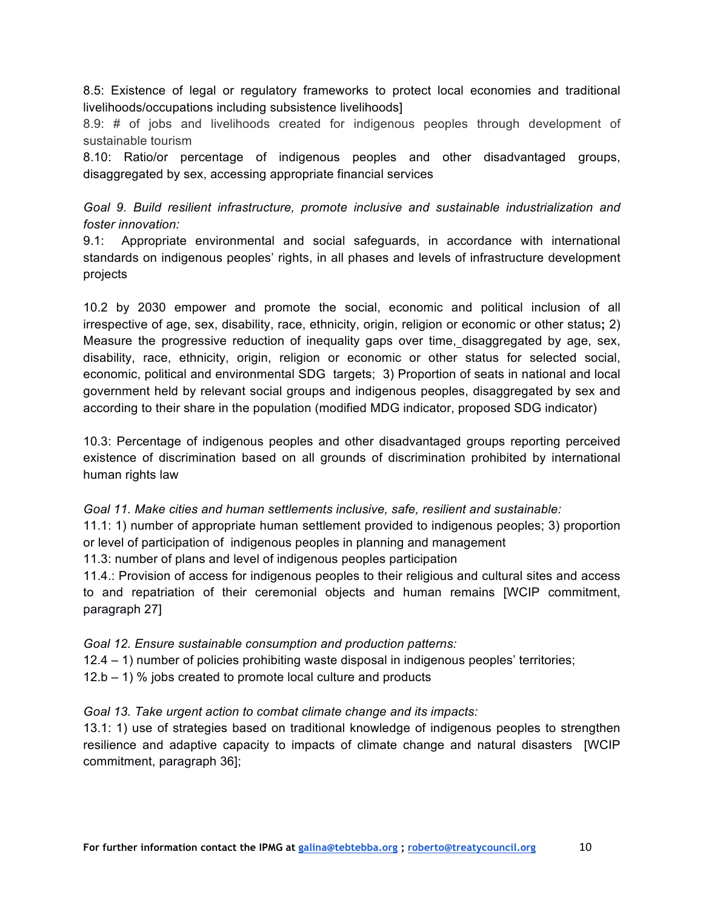8.5: Existence of legal or regulatory frameworks to protect local economies and traditional livelihoods/occupations including subsistence livelihoods]

8.9: # of jobs and livelihoods created for indigenous peoples through development of sustainable tourism

8.10: Ratio/or percentage of indigenous peoples and other disadvantaged groups, disaggregated by sex, accessing appropriate financial services

*Goal 9. Build resilient infrastructure, promote inclusive and sustainable industrialization and foster innovation:*

9.1: Appropriate environmental and social safeguards, in accordance with international standards on indigenous peoples' rights, in all phases and levels of infrastructure development projects

10.2 by 2030 empower and promote the social, economic and political inclusion of all irrespective of age, sex, disability, race, ethnicity, origin, religion or economic or other status**;** 2) Measure the progressive reduction of inequality gaps over time, disaggregated by age, sex, disability, race, ethnicity, origin, religion or economic or other status for selected social, economic, political and environmental SDG targets; 3) Proportion of seats in national and local government held by relevant social groups and indigenous peoples, disaggregated by sex and according to their share in the population (modified MDG indicator, proposed SDG indicator)

10.3: Percentage of indigenous peoples and other disadvantaged groups reporting perceived existence of discrimination based on all grounds of discrimination prohibited by international human rights law

*Goal 11. Make cities and human settlements inclusive, safe, resilient and sustainable:*

11.1: 1) number of appropriate human settlement provided to indigenous peoples; 3) proportion or level of participation of indigenous peoples in planning and management

11.3: number of plans and level of indigenous peoples participation

11.4.: Provision of access for indigenous peoples to their religious and cultural sites and access to and repatriation of their ceremonial objects and human remains [WCIP commitment, paragraph 27]

*Goal 12. Ensure sustainable consumption and production patterns:*

12.4 – 1) number of policies prohibiting waste disposal in indigenous peoples' territories;

12.b – 1) % jobs created to promote local culture and products

*Goal 13. Take urgent action to combat climate change and its impacts:*

13.1: 1) use of strategies based on traditional knowledge of indigenous peoples to strengthen resilience and adaptive capacity to impacts of climate change and natural disasters [WCIP commitment, paragraph 36];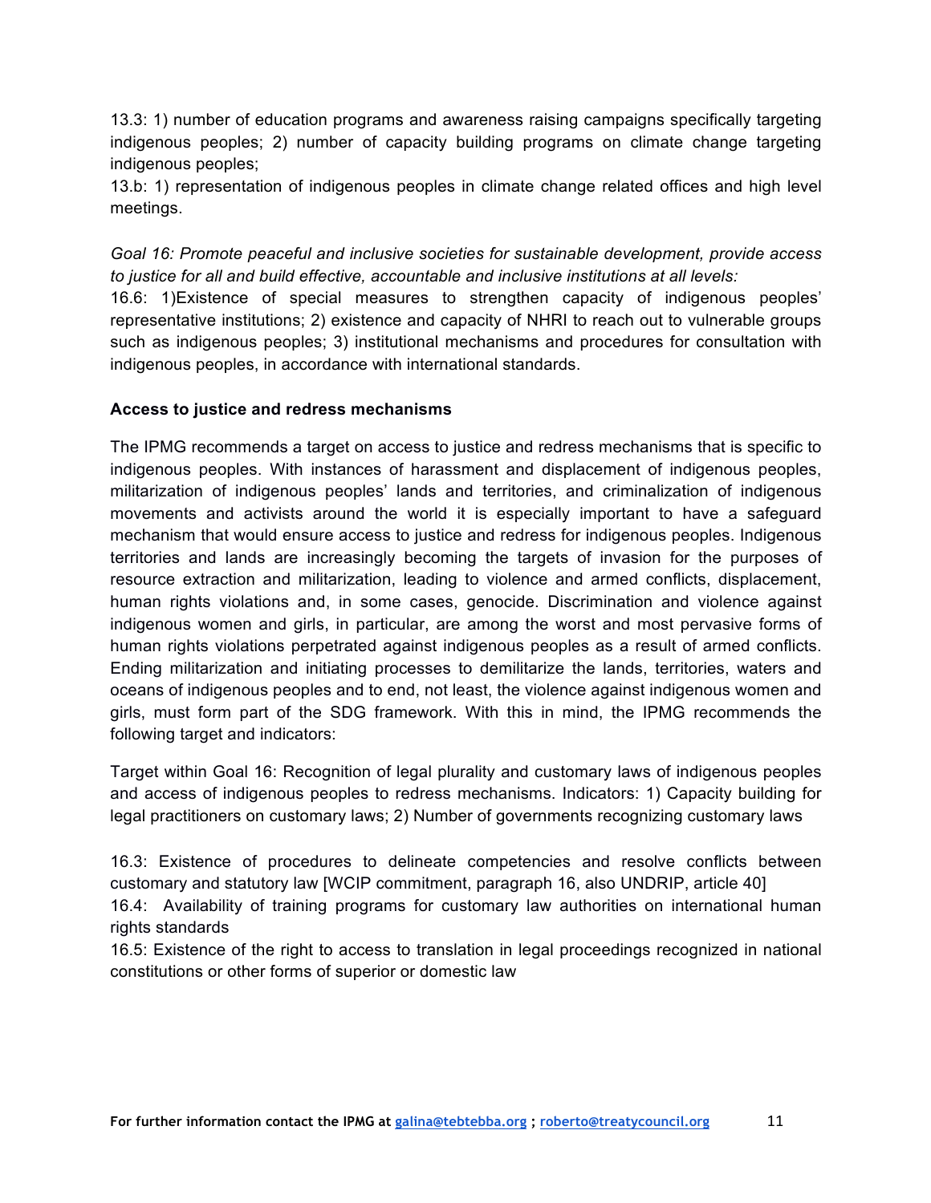13.3: 1) number of education programs and awareness raising campaigns specifically targeting indigenous peoples; 2) number of capacity building programs on climate change targeting indigenous peoples;

13.b: 1) representation of indigenous peoples in climate change related offices and high level meetings.

*Goal 16: Promote peaceful and inclusive societies for sustainable development, provide access to justice for all and build effective, accountable and inclusive institutions at all levels:*

16.6: 1)Existence of special measures to strengthen capacity of indigenous peoples' representative institutions; 2) existence and capacity of NHRI to reach out to vulnerable groups such as indigenous peoples; 3) institutional mechanisms and procedures for consultation with indigenous peoples, in accordance with international standards.

**Access to justice and redress mechanisms**

The IPMG recommends a target on access to justice and redress mechanisms that is specific to indigenous peoples. With instances of harassment and displacement of indigenous peoples, militarization of indigenous peoples' lands and territories, and criminalization of indigenous movements and activists around the world it is especially important to have a safeguard mechanism that would ensure access to justice and redress for indigenous peoples. Indigenous territories and lands are increasingly becoming the targets of invasion for the purposes of resource extraction and militarization, leading to violence and armed conflicts, displacement, human rights violations and, in some cases, genocide. Discrimination and violence against indigenous women and girls, in particular, are among the worst and most pervasive forms of human rights violations perpetrated against indigenous peoples as a result of armed conflicts. Ending militarization and initiating processes to demilitarize the lands, territories, waters and oceans of indigenous peoples and to end, not least, the violence against indigenous women and girls, must form part of the SDG framework. With this in mind, the IPMG recommends the following target and indicators:

Target within Goal 16: Recognition of legal plurality and customary laws of indigenous peoples and access of indigenous peoples to redress mechanisms. Indicators: 1) Capacity building for legal practitioners on customary laws; 2) Number of governments recognizing customary laws

16.3: Existence of procedures to delineate competencies and resolve conflicts between customary and statutory law [WCIP commitment, paragraph 16, also UNDRIP, article 40]

16.4: Availability of training programs for customary law authorities on international human rights standards

16.5: Existence of the right to access to translation in legal proceedings recognized in national constitutions or other forms of superior or domestic law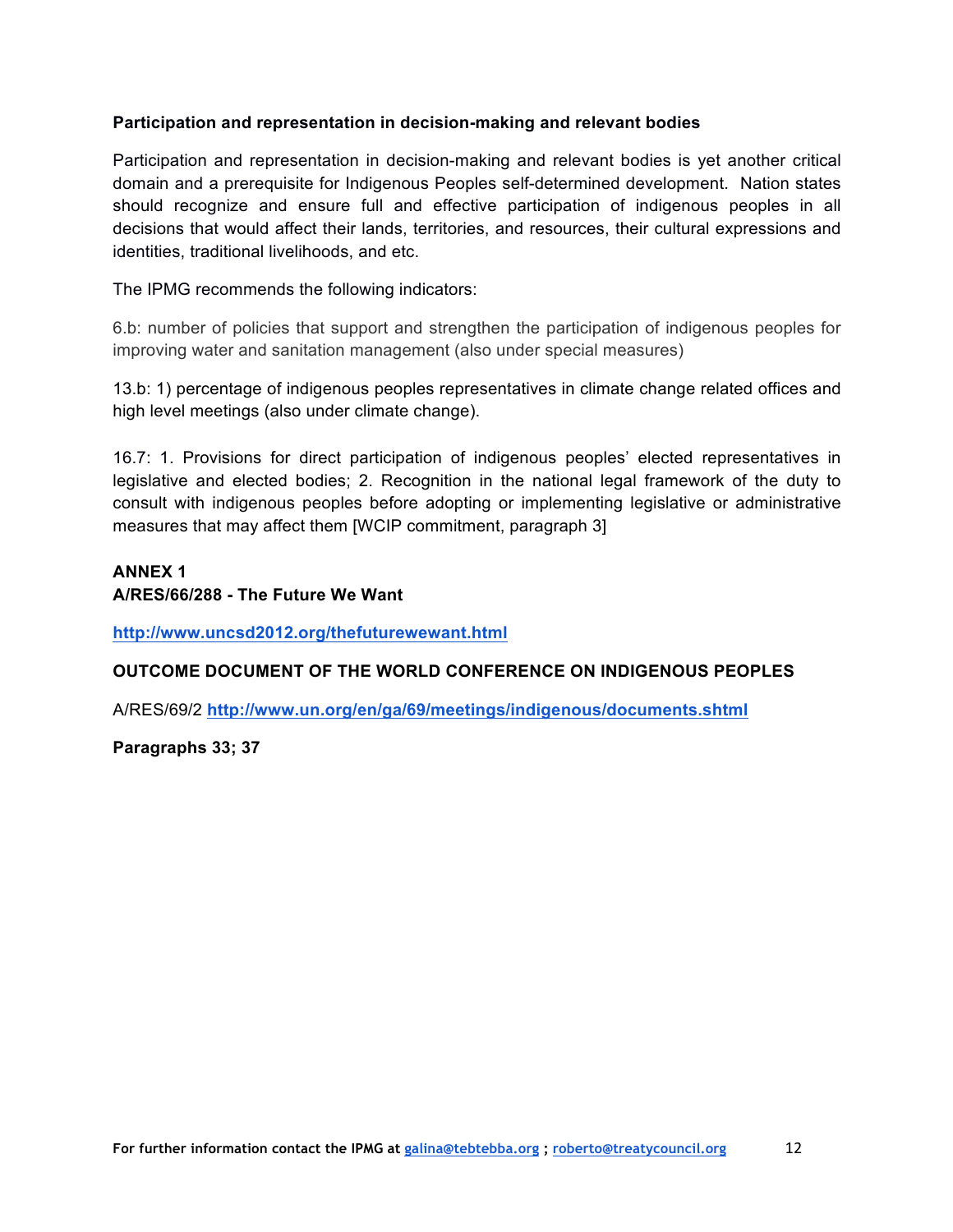**Participation and representation in decision-making and relevant bodies**

Participation and representation in decision-making and relevant bodies is yet another critical domain and a prerequisite for Indigenous Peoples self-determined development. Nation states should recognize and ensure full and effective participation of indigenous peoples in all decisions that would affect their lands, territories, and resources, their cultural expressions and identities, traditional livelihoods, and etc.

The IPMG recommends the following indicators:

6.b: number of policies that support and strengthen the participation of indigenous peoples for improving water and sanitation management (also under special measures)

13.b: 1) percentage of indigenous peoples representatives in climate change related offices and high level meetings (also under climate change).

16.7: 1. Provisions for direct participation of indigenous peoples' elected representatives in legislative and elected bodies; 2. Recognition in the national legal framework of the duty to consult with indigenous peoples before adopting or implementing legislative or administrative measures that may affect them [WCIP commitment, paragraph 3]

**ANNEX 1**
**A/RES/66/288 - The Future We Want**

**http://www.uncsd2012.org/thefuturewewant.html**

**OUTCOME DOCUMENT OF THE WORLD CONFERENCE ON INDIGENOUS PEOPLES**

A/RES/69/2 **http://www.un.org/en/ga/69/meetings/indigenous/documents.shtml**

**Paragraphs 33; 37**

**For further information contact the IPMG at galina@tebtebba.org ; roberto@treatycouncil.org**